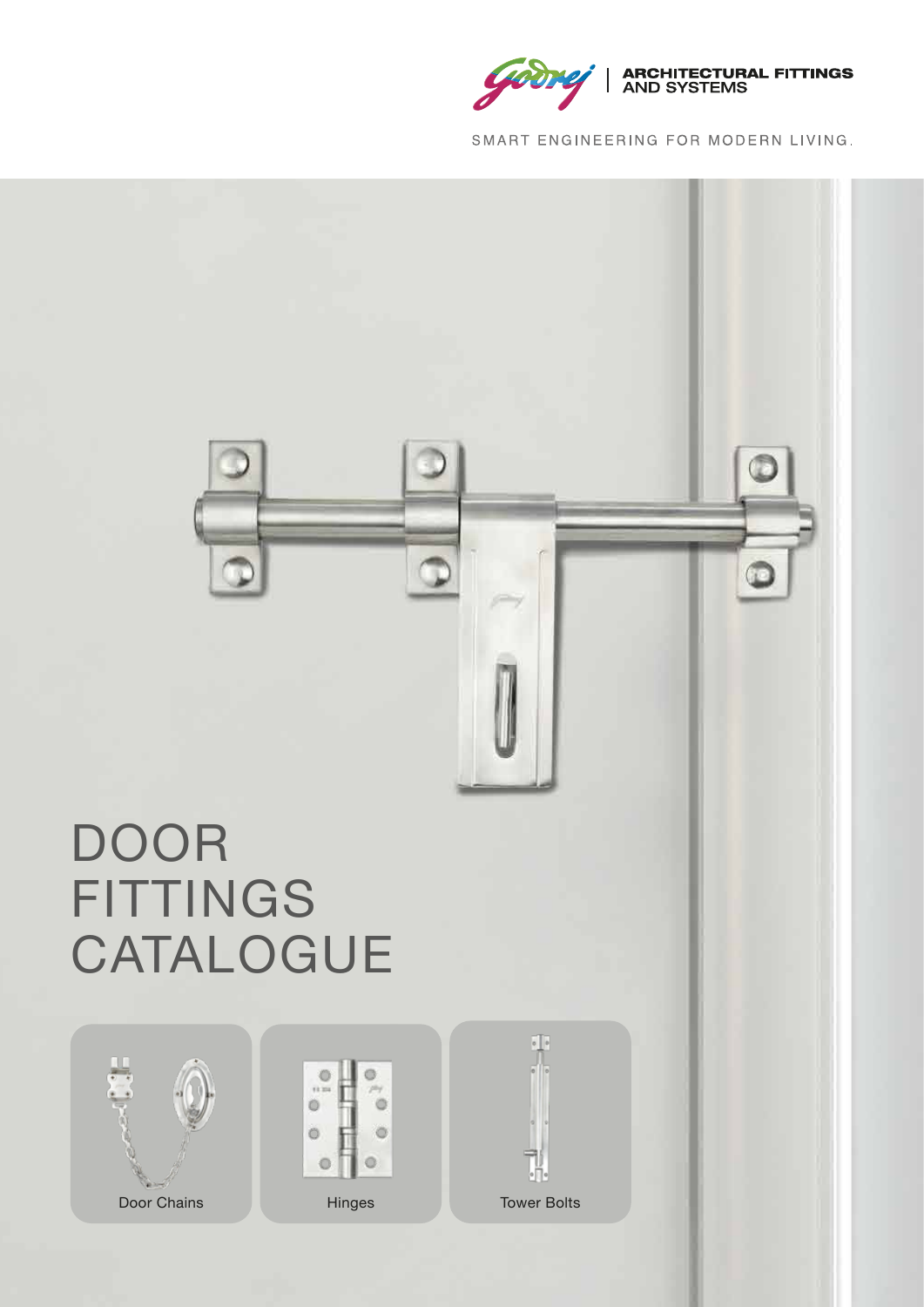ARCHITECTURAL FITTINGS AND SYSTEMS

SMART ENGINEERING FOR MODERN LIVING.

# DOOR FITTINGS CATALOGUE

Door Chains

Hinges

Tower Bolts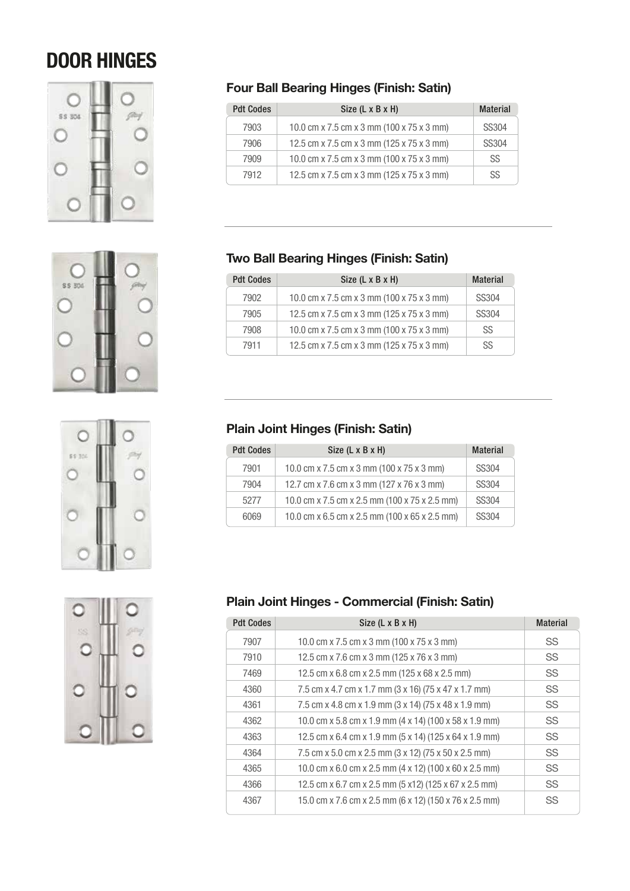# DOOR HINGES

### Four Ball Bearing Hinges (Finish: Satin)

| Pdt Codes | Size (L x B x H) | Material |
|---|---|---|
| 7903 | 10.0 cm x 7.5 cm x 3 mm (100 x 75 x 3 mm) | SS304 |
| 7906 | 12.5 cm x 7.5 cm x 3 mm (125 x 75 x 3 mm) | SS304 |
| 7909 | 10.0 cm x 7.5 cm x 3 mm (100 x 75 x 3 mm) | SS |
| 7912 | 12.5 cm x 7.5 cm x 3 mm (125 x 75 x 3 mm) | SS |

### Two Ball Bearing Hinges (Finish: Satin)

| Pdt Codes | Size (L x B x H) | Material |
|---|---|---|
| 7902 | 10.0 cm x 7.5 cm x 3 mm (100 x 75 x 3 mm) | SS304 |
| 7905 | 12.5 cm x 7.5 cm x 3 mm (125 x 75 x 3 mm) | SS304 |
| 7908 | 10.0 cm x 7.5 cm x 3 mm (100 x 75 x 3 mm) | SS |
| 7911 | 12.5 cm x 7.5 cm x 3 mm (125 x 75 x 3 mm) | SS |

### Plain Joint Hinges (Finish: Satin)

| Pdt Codes | Size (L x B x H) | Material |
|---|---|---|
| 7901 | 10.0 cm x 7.5 cm x 3 mm (100 x 75 x 3 mm) | SS304 |
| 7904 | 12.7 cm x 7.6 cm x 3 mm (127 x 76 x 3 mm) | SS304 |
| 5277 | 10.0 cm x 7.5 cm x 2.5 mm (100 x 75 x 2.5 mm) | SS304 |
| 6069 | 10.0 cm x 6.5 cm x 2.5 mm (100 x 65 x 2.5 mm) | SS304 |

### Plain Joint Hinges - Commercial (Finish: Satin)

| Pdt Codes | Size (L x B x H) | Material |
|---|---|---|
| 7907 | 10.0 cm x 7.5 cm x 3 mm (100 x 75 x 3 mm) | SS |
| 7910 | 12.5 cm x 7.6 cm x 3 mm (125 x 76 x 3 mm) | SS |
| 7469 | 12.5 cm x 6.8 cm x 2.5 mm (125 x 68 x 2.5 mm) | SS |
| 4360 | 7.5 cm x 4.7 cm x 1.7 mm (3 x 16) (75 x 47 x 1.7 mm) | SS |
| 4361 | 7.5 cm x 4.8 cm x 1.9 mm (3 x 14) (75 x 48 x 1.9 mm) | SS |
| 4362 | 10.0 cm x 5.8 cm x 1.9 mm (4 x 14) (100 x 58 x 1.9 mm) | SS |
| 4363 | 12.5 cm x 6.4 cm x 1.9 mm (5 x 14) (125 x 64 x 1.9 mm) | SS |
| 4364 | 7.5 cm x 5.0 cm x 2.5 mm (3 x 12) (75 x 50 x 2.5 mm) | SS |
| 4365 | 10.0 cm x 6.0 cm x 2.5 mm (4 x 12) (100 x 60 x 2.5 mm) | SS |
| 4366 | 12.5 cm x 6.7 cm x 2.5 mm (5 x12) (125 x 67 x 2.5 mm) | SS |
| 4367 | 15.0 cm x 7.6 cm x 2.5 mm (6 x 12) (150 x 76 x 2.5 mm) | SS |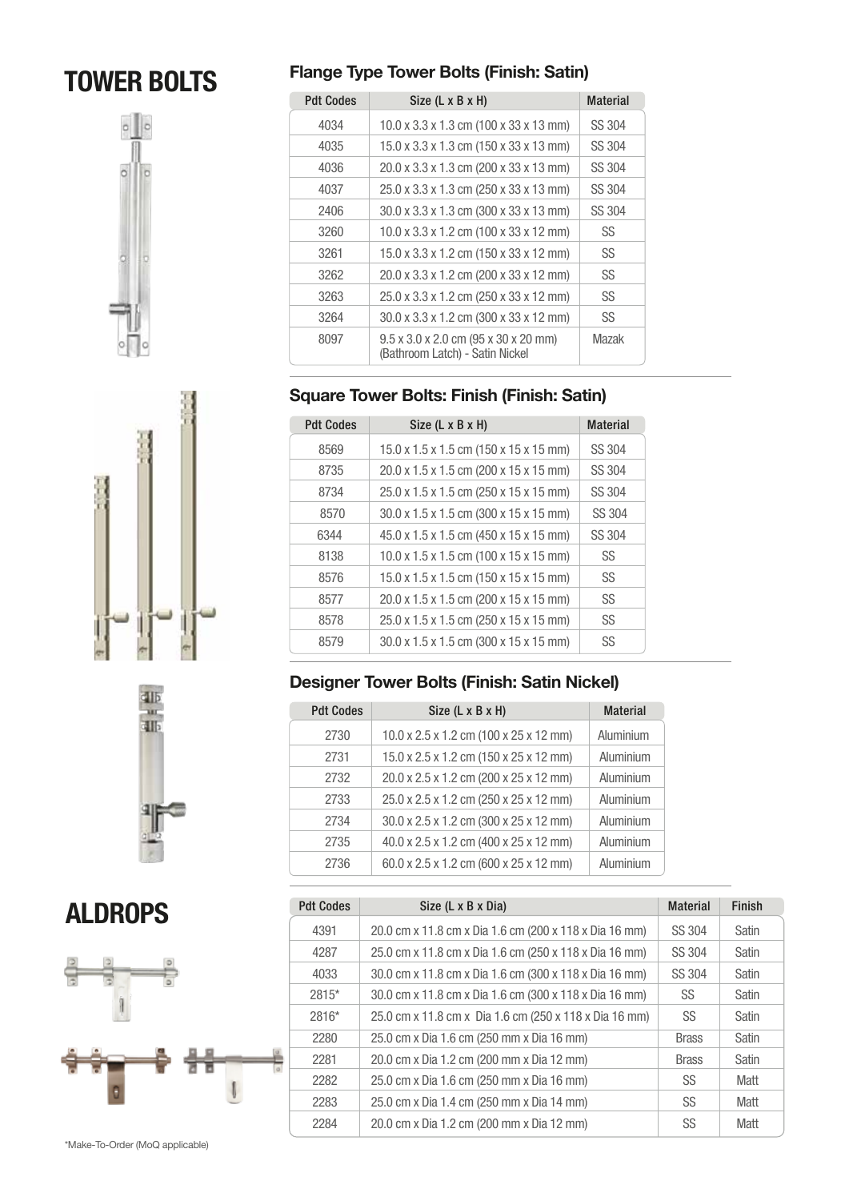# TOWER BOLTS

### Flange Type Tower Bolts (Finish: Satin)

| Pdt Codes | Size (L x B x H) | Material |
|---|---|---|
| 4034 | 10.0 x 3.3 x 1.3 cm (100 x 33 x 13 mm) | SS 304 |
| 4035 | 15.0 x 3.3 x 1.3 cm (150 x 33 x 13 mm) | SS 304 |
| 4036 | 20.0 x 3.3 x 1.3 cm (200 x 33 x 13 mm) | SS 304 |
| 4037 | 25.0 x 3.3 x 1.3 cm (250 x 33 x 13 mm) | SS 304 |
| 2406 | 30.0 x 3.3 x 1.3 cm (300 x 33 x 13 mm) | SS 304 |
| 3260 | 10.0 x 3.3 x 1.2 cm (100 x 33 x 12 mm) | SS |
| 3261 | 15.0 x 3.3 x 1.2 cm (150 x 33 x 12 mm) | SS |
| 3262 | 20.0 x 3.3 x 1.2 cm (200 x 33 x 12 mm) | SS |
| 3263 | 25.0 x 3.3 x 1.2 cm (250 x 33 x 12 mm) | SS |
| 3264 | 30.0 x 3.3 x 1.2 cm (300 x 33 x 12 mm) | SS |
| 8097 | 9.5 x 3.0 x 2.0 cm (95 x 30 x 20 mm) (Bathroom Latch) - Satin Nickel | Mazak |

### Square Tower Bolts: Finish (Finish: Satin)

| Pdt Codes | Size (L x B x H) | Material |
|---|---|---|
| 8569 | 15.0 x 1.5 x 1.5 cm (150 x 15 x 15 mm) | SS 304 |
| 8735 | 20.0 x 1.5 x 1.5 cm (200 x 15 x 15 mm) | SS 304 |
| 8734 | 25.0 x 1.5 x 1.5 cm (250 x 15 x 15 mm) | SS 304 |
| 8570 | 30.0 x 1.5 x 1.5 cm (300 x 15 x 15 mm) | SS 304 |
| 6344 | 45.0 x 1.5 x 1.5 cm (450 x 15 x 15 mm) | SS 304 |
| 8138 | 10.0 x 1.5 x 1.5 cm (100 x 15 x 15 mm) | SS |
| 8576 | 15.0 x 1.5 x 1.5 cm (150 x 15 x 15 mm) | SS |
| 8577 | 20.0 x 1.5 x 1.5 cm (200 x 15 x 15 mm) | SS |
| 8578 | 25.0 x 1.5 x 1.5 cm (250 x 15 x 15 mm) | SS |
| 8579 | 30.0 x 1.5 x 1.5 cm (300 x 15 x 15 mm) | SS |

### Designer Tower Bolts (Finish: Satin Nickel)

| Pdt Codes | Size (L x B x H) | Material |
|---|---|---|
| 2730 | 10.0 x 2.5 x 1.2 cm (100 x 25 x 12 mm) | Aluminium |
| 2731 | 15.0 x 2.5 x 1.2 cm (150 x 25 x 12 mm) | Aluminium |
| 2732 | 20.0 x 2.5 x 1.2 cm (200 x 25 x 12 mm) | Aluminium |
| 2733 | 25.0 x 2.5 x 1.2 cm (250 x 25 x 12 mm) | Aluminium |
| 2734 | 30.0 x 2.5 x 1.2 cm (300 x 25 x 12 mm) | Aluminium |
| 2735 | 40.0 x 2.5 x 1.2 cm (400 x 25 x 12 mm) | Aluminium |
| 2736 | 60.0 x 2.5 x 1.2 cm (600 x 25 x 12 mm) | Aluminium |

# ALDROPS

| Pdt Codes | Size (L x B x Dia) | Material | Finish |
|---|---|---|---|
| 4391 | 20.0 cm x 11.8 cm x Dia 1.6 cm (200 x 118 x Dia 16 mm) | SS 304 | Satin |
| 4287 | 25.0 cm x 11.8 cm x Dia 1.6 cm (250 x 118 x Dia 16 mm) | SS 304 | Satin |
| 4033 | 30.0 cm x 11.8 cm x Dia 1.6 cm (300 x 118 x Dia 16 mm) | SS 304 | Satin |
| 2815* | 30.0 cm x 11.8 cm x Dia 1.6 cm (300 x 118 x Dia 16 mm) | SS | Satin |
| 2816* | 25.0 cm x 11.8 cm x Dia 1.6 cm (250 x 118 x Dia 16 mm) | SS | Satin |
| 2280 | 25.0 cm x Dia 1.6 cm (250 mm x Dia 16 mm) | Brass | Satin |
| 2281 | 20.0 cm x Dia 1.2 cm (200 mm x Dia 12 mm) | Brass | Satin |
| 2282 | 25.0 cm x Dia 1.6 cm (250 mm x Dia 16 mm) | SS | Matt |
| 2283 | 25.0 cm x Dia 1.4 cm (250 mm x Dia 14 mm) | SS | Matt |
| 2284 | 20.0 cm x Dia 1.2 cm (200 mm x Dia 12 mm) | SS | Matt |

*Make-To-Order (MoQ applicable)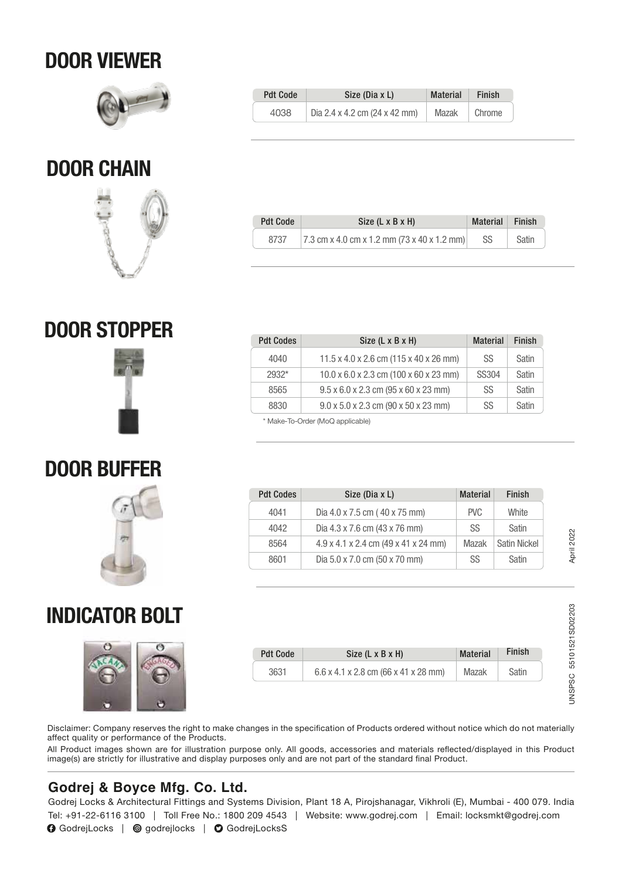# DOOR VIEWER

| Pdt Code | Size (Dia x L) | Material | Finish |
|---|---|---|---|
| 4038 | Dia 2.4 x 4.2 cm (24 x 42 mm) | Mazak | Chrome |

# DOOR CHAIN

| Pdt Code | Size (L x B x H) | Material | Finish |
|---|---|---|---|
| 8737 | 7.3 cm x 4.0 cm x 1.2 mm (73 x 40 x 1.2 mm) | SS | Satin |

# DOOR STOPPER

| Pdt Codes | Size (L x B x H) | Material | Finish |
|---|---|---|---|
| 4040 | 11.5 x 4.0 x 2.6 cm (115 x 40 x 26 mm) | SS | Satin |
| 2932* | 10.0 x 6.0 x 2.3 cm (100 x 60 x 23 mm) | SS304 | Satin |
| 8565 | 9.5 x 6.0 x 2.3 cm (95 x 60 x 23 mm) | SS | Satin |
| 8830 | 9.0 x 5.0 x 2.3 cm (90 x 50 x 23 mm) | SS | Satin |

* Make-To-Order (MoQ applicable)

# DOOR BUFFER

| Pdt Codes | Size (Dia x L) | Material | Finish |
|---|---|---|---|
| 4041 | Dia 4.0 x 7.5 cm ( 40 x 75 mm) | PVC | White |
| 4042 | Dia 4.3 x 7.6 cm (43 x 76 mm) | SS | Satin |
| 8564 | 4.9 x 4.1 x 2.4 cm (49 x 41 x 24 mm) | Mazak | Satin Nickel |
| 8601 | Dia 5.0 x 7.0 cm (50 x 70 mm) | SS | Satin |

# INDICATOR BOLT

| Pdt Code | Size (L x B x H) | Material | Finish |
|---|---|---|---|
| 3631 | 6.6 x 4.1 x 2.8 cm (66 x 41 x 28 mm) | Mazak | Satin |

April 2022

UNSPSC 55101521SD02203

Disclaimer: Company reserves the right to make changes in the specification of Products ordered without notice which do not materially affect quality or performance of the Products.

All Product images shown are for illustration purpose only. All goods, accessories and materials reflected/displayed in this Product image(s) are strictly for illustrative and display purposes only and are not part of the standard final Product.

**Godrej & Boyce Mfg. Co. Ltd.**

Godrej Locks & Architectural Fittings and Systems Division, Plant 18 A, Pirojshanagar, Vikhroli (E), Mumbai - 400 079. India

Tel: +91-22-6116 3100 | Toll Free No.: 1800 209 4543 | Website: www.godrej.com | Email: locksmkt@godrej.com

GodrejLocks | godrejlocks | GodrejLocksS